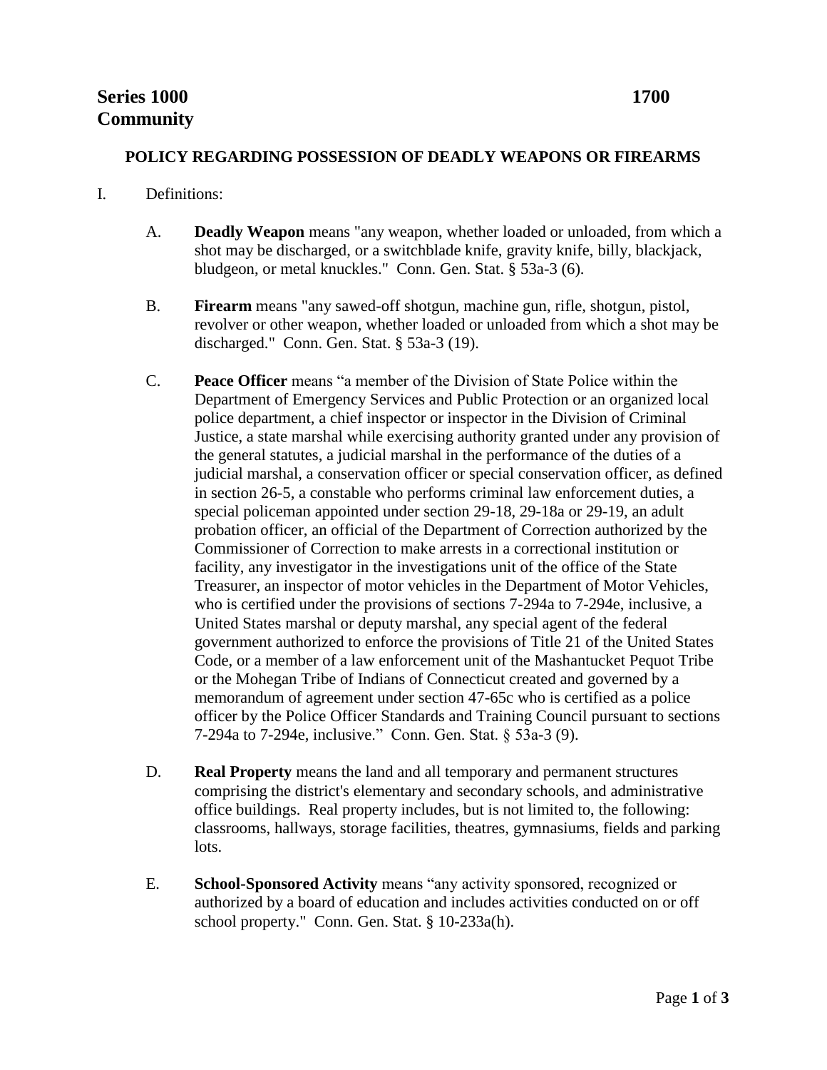**Series 1000** **1700**
**Community**

## POLICY REGARDING POSSESSION OF DEADLY WEAPONS OR FIREARMS

I. Definitions:

A. **Deadly Weapon** means "any weapon, whether loaded or unloaded, from which a shot may be discharged, or a switchblade knife, gravity knife, billy, blackjack, bludgeon, or metal knuckles." Conn. Gen. Stat. § 53a-3 (6).

B. **Firearm** means "any sawed-off shotgun, machine gun, rifle, shotgun, pistol, revolver or other weapon, whether loaded or unloaded from which a shot may be discharged." Conn. Gen. Stat. § 53a-3 (19).

C. **Peace Officer** means "a member of the Division of State Police within the Department of Emergency Services and Public Protection or an organized local police department, a chief inspector or inspector in the Division of Criminal Justice, a state marshal while exercising authority granted under any provision of the general statutes, a judicial marshal in the performance of the duties of a judicial marshal, a conservation officer or special conservation officer, as defined in section 26-5, a constable who performs criminal law enforcement duties, a special policeman appointed under section 29-18, 29-18a or 29-19, an adult probation officer, an official of the Department of Correction authorized by the Commissioner of Correction to make arrests in a correctional institution or facility, any investigator in the investigations unit of the office of the State Treasurer, an inspector of motor vehicles in the Department of Motor Vehicles, who is certified under the provisions of sections 7-294a to 7-294e, inclusive, a United States marshal or deputy marshal, any special agent of the federal government authorized to enforce the provisions of Title 21 of the United States Code, or a member of a law enforcement unit of the Mashantucket Pequot Tribe or the Mohegan Tribe of Indians of Connecticut created and governed by a memorandum of agreement under section 47-65c who is certified as a police officer by the Police Officer Standards and Training Council pursuant to sections 7-294a to 7-294e, inclusive." Conn. Gen. Stat. § 53a-3 (9).

D. **Real Property** means the land and all temporary and permanent structures comprising the district's elementary and secondary schools, and administrative office buildings. Real property includes, but is not limited to, the following: classrooms, hallways, storage facilities, theatres, gymnasiums, fields and parking lots.

E. **School-Sponsored Activity** means "any activity sponsored, recognized or authorized by a board of education and includes activities conducted on or off school property." Conn. Gen. Stat. § 10-233a(h).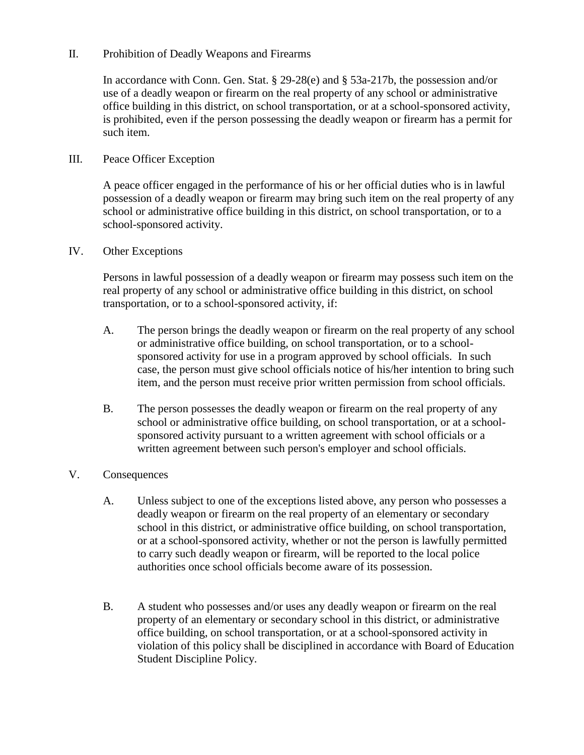## II. Prohibition of Deadly Weapons and Firearms

In accordance with Conn. Gen. Stat. § 29-28(e) and § 53a-217b, the possession and/or use of a deadly weapon or firearm on the real property of any school or administrative office building in this district, on school transportation, or at a school-sponsored activity, is prohibited, even if the person possessing the deadly weapon or firearm has a permit for such item.

## III. Peace Officer Exception

A peace officer engaged in the performance of his or her official duties who is in lawful possession of a deadly weapon or firearm may bring such item on the real property of any school or administrative office building in this district, on school transportation, or to a school-sponsored activity.

## IV. Other Exceptions

Persons in lawful possession of a deadly weapon or firearm may possess such item on the real property of any school or administrative office building in this district, on school transportation, or to a school-sponsored activity, if:

A. The person brings the deadly weapon or firearm on the real property of any school or administrative office building, on school transportation, or to a school-sponsored activity for use in a program approved by school officials. In such case, the person must give school officials notice of his/her intention to bring such item, and the person must receive prior written permission from school officials.

B. The person possesses the deadly weapon or firearm on the real property of any school or administrative office building, on school transportation, or at a school-sponsored activity pursuant to a written agreement with school officials or a written agreement between such person's employer and school officials.

## V. Consequences

A. Unless subject to one of the exceptions listed above, any person who possesses a deadly weapon or firearm on the real property of an elementary or secondary school in this district, or administrative office building, on school transportation, or at a school-sponsored activity, whether or not the person is lawfully permitted to carry such deadly weapon or firearm, will be reported to the local police authorities once school officials become aware of its possession.

B. A student who possesses and/or uses any deadly weapon or firearm on the real property of an elementary or secondary school in this district, or administrative office building, on school transportation, or at a school-sponsored activity in violation of this policy shall be disciplined in accordance with Board of Education Student Discipline Policy.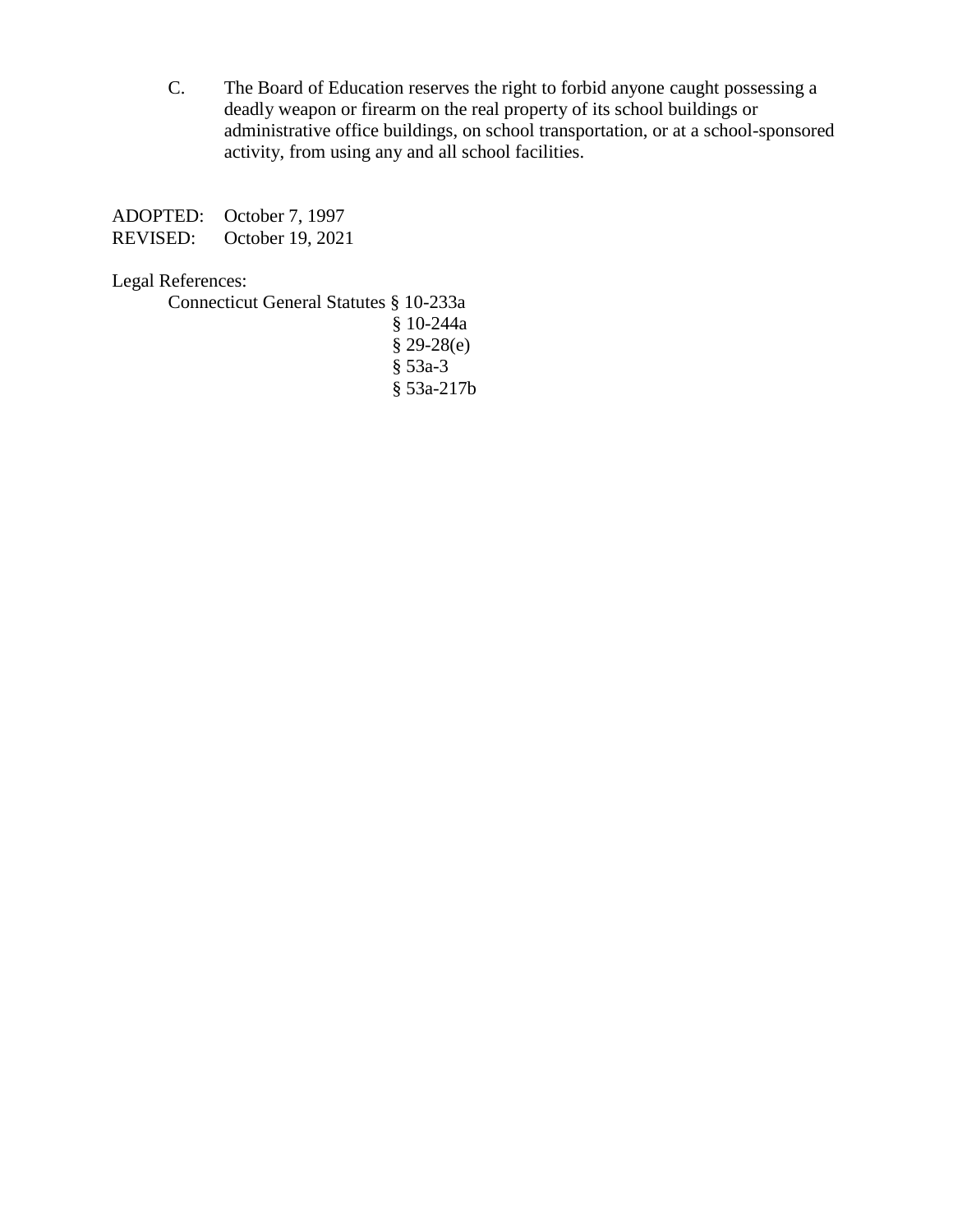C. The Board of Education reserves the right to forbid anyone caught possessing a deadly weapon or firearm on the real property of its school buildings or administrative office buildings, on school transportation, or at a school-sponsored activity, from using any and all school facilities.

ADOPTED: October 7, 1997
REVISED: October 19, 2021

Legal References:

Connecticut General Statutes § 10-233a
§ 10-244a
§ 29-28(e)
§ 53a-3
§ 53a-217b